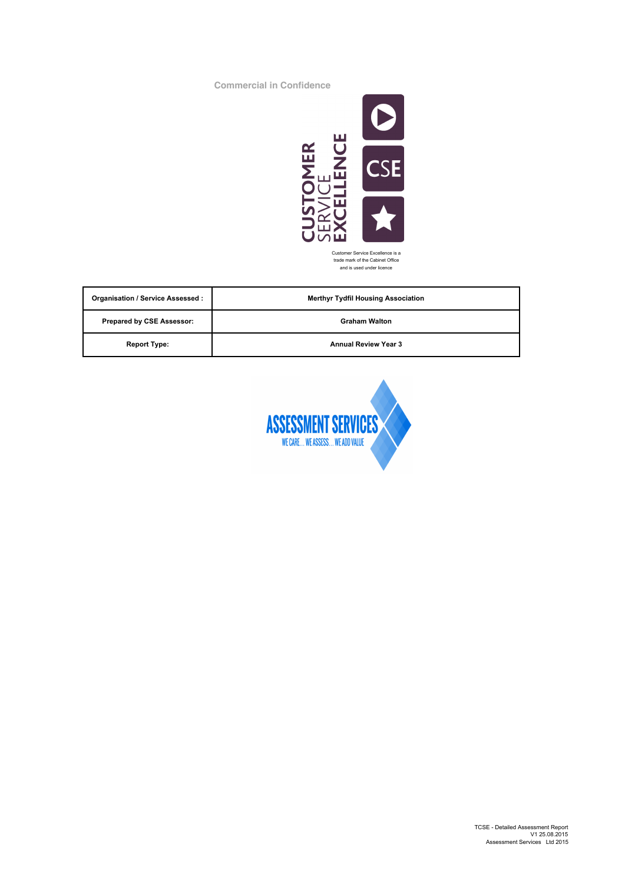Commercial in Confidence

CUSTOMER SERVICE EXCELLENCE

CSE

Customer Service Excellence is a trade mark of the Cabinet Office and is used under licence

| Organisation / Service Assessed : | Merthyr Tydfil Housing Association |
|---|---|
| Prepared by CSE Assessor: | Graham Walton |
| Report Type: | Annual Review Year 3 |

ASSESSMENT SERVICES
WE CARE... WE ASSESS... WE ADD VALUE

TCSE - Detailed Assessment Report
V1 25.08.2015
Assessment Services Ltd 2015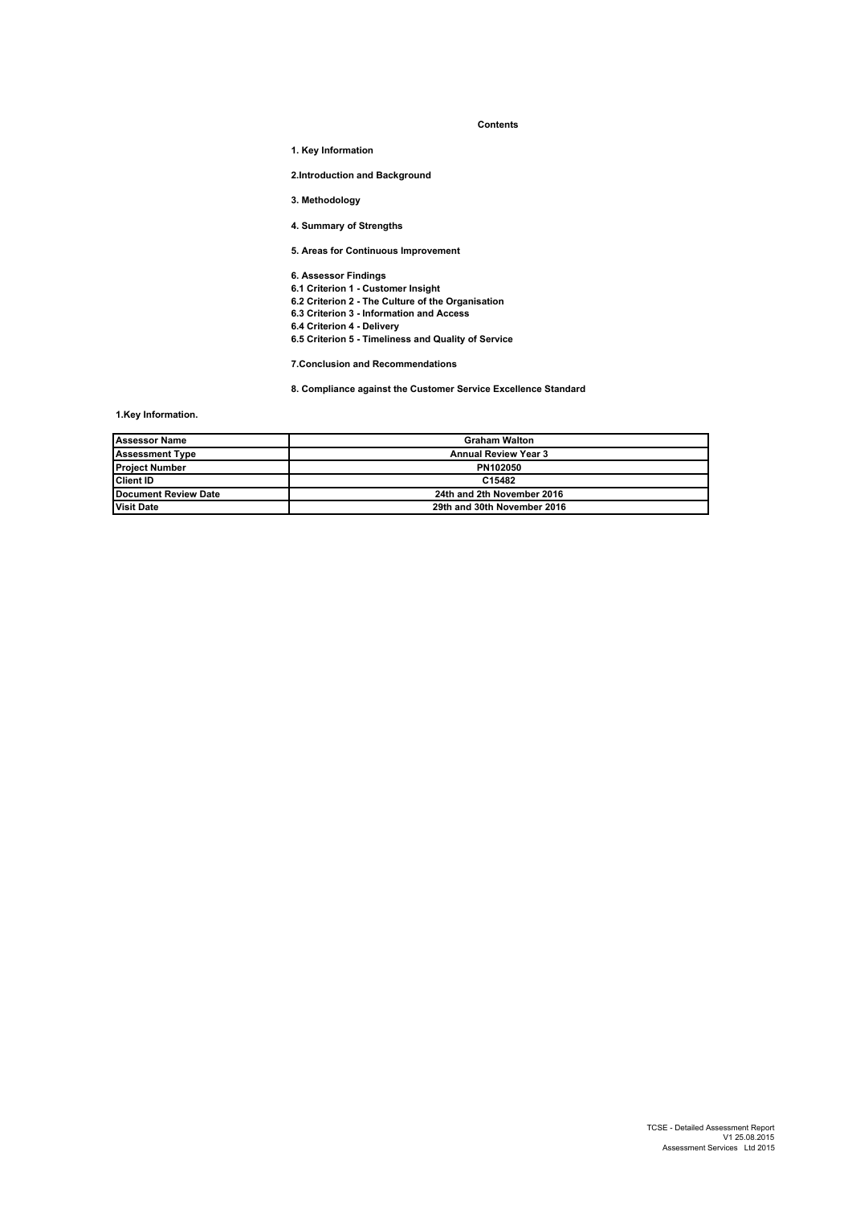**Contents**

1. Key Information

2.Introduction and Background

3. Methodology

4. Summary of Strengths

5. Areas for Continuous Improvement

6. Assessor Findings
6.1 Criterion 1 - Customer Insight
6.2 Criterion 2 - The Culture of the Organisation
6.3 Criterion 3 - Information and Access
6.4 Criterion 4 - Delivery
6.5 Criterion 5 - Timeliness and Quality of Service

7.Conclusion and Recommendations

8. Compliance against the Customer Service Excellence Standard

**1.Key Information.**

| Assessor Name | Graham Walton |
|---|---|
| Assessment Type | Annual Review Year 3 |
| Project Number | PN102050 |
| Client ID | C15482 |
| Document Review Date | 24th and 2th November 2016 |
| Visit Date | 29th and 30th November 2016 |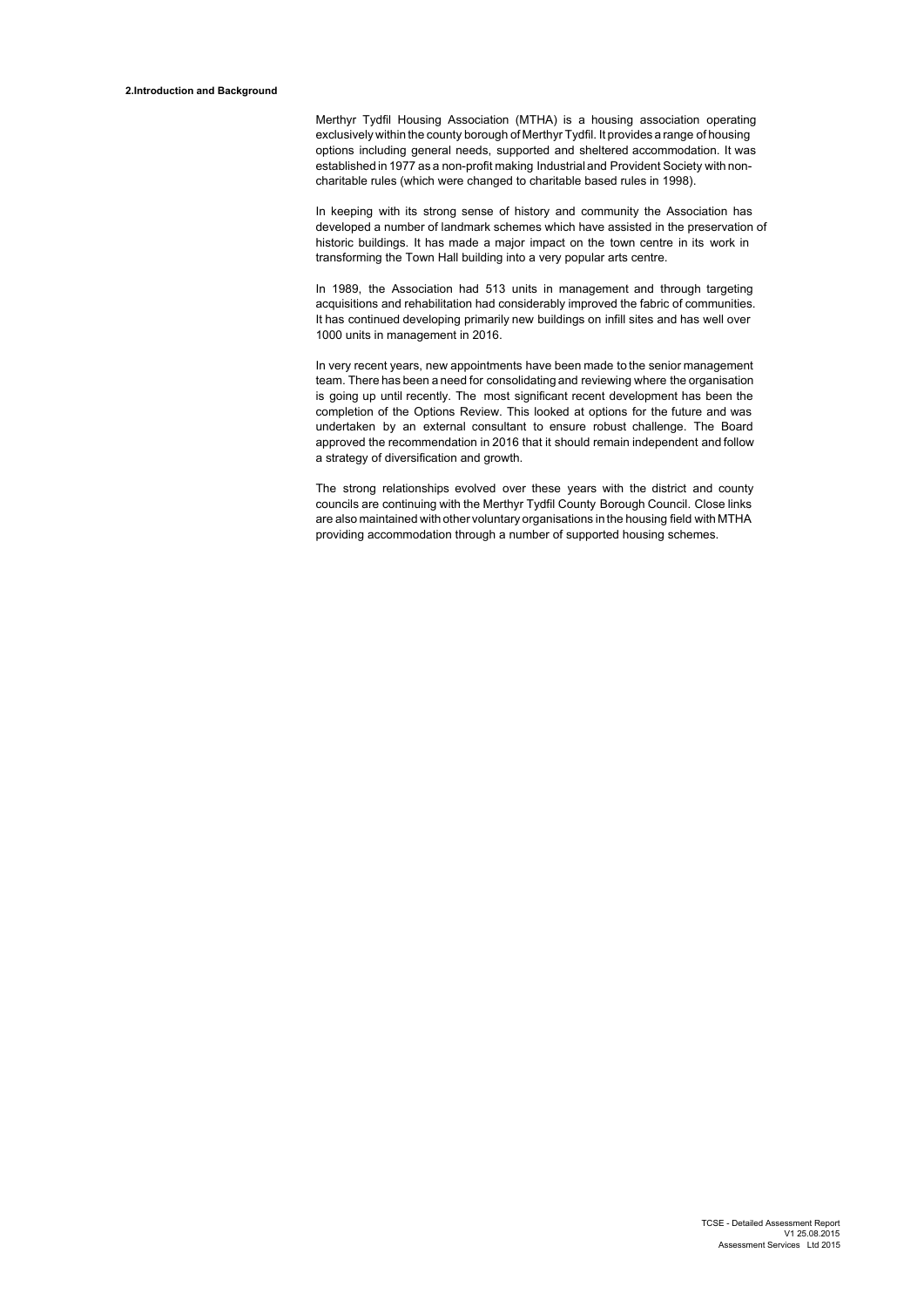## 2.Introduction and Background

Merthyr Tydfil Housing Association (MTHA) is a housing association operating exclusively within the county borough of Merthyr Tydfil. It provides a range of housing options including general needs, supported and sheltered accommodation. It was established in 1977 as a non-profit making Industrial and Provident Society with non-charitable rules (which were changed to charitable based rules in 1998).

In keeping with its strong sense of history and community the Association has developed a number of landmark schemes which have assisted in the preservation of historic buildings. It has made a major impact on the town centre in its work in transforming the Town Hall building into a very popular arts centre.

In 1989, the Association had 513 units in management and through targeting acquisitions and rehabilitation had considerably improved the fabric of communities. It has continued developing primarily new buildings on infill sites and has well over 1000 units in management in 2016.

In very recent years, new appointments have been made to the senior management team. There has been a need for consolidating and reviewing where the organisation is going up until recently. The most significant recent development has been the completion of the Options Review. This looked at options for the future and was undertaken by an external consultant to ensure robust challenge. The Board approved the recommendation in 2016 that it should remain independent and follow a strategy of diversification and growth.

The strong relationships evolved over these years with the district and county councils are continuing with the Merthyr Tydfil County Borough Council. Close links are also maintained with other voluntary organisations in the housing field with MTHA providing accommodation through a number of supported housing schemes.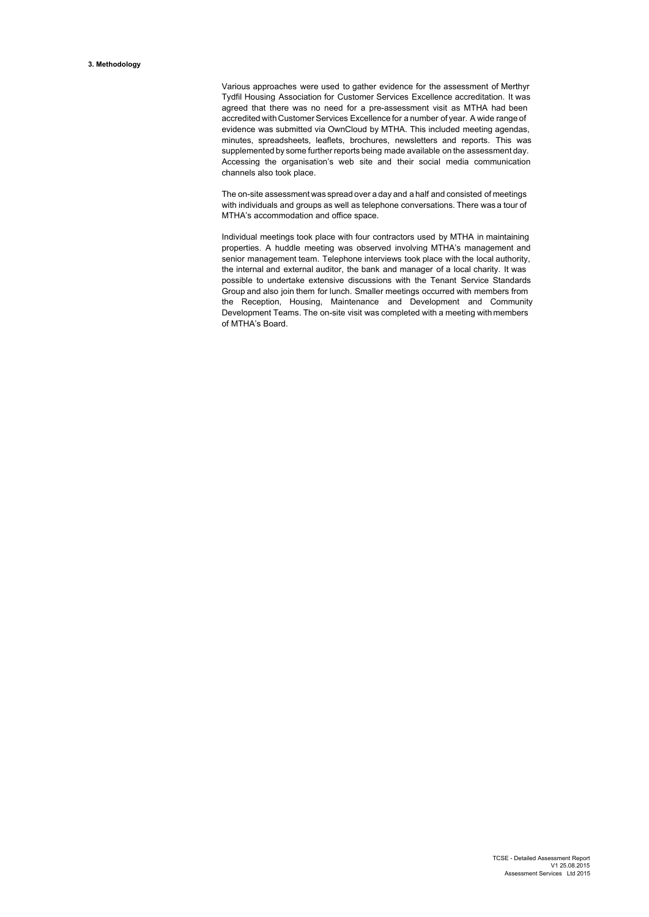## 3. Methodology

Various approaches were used to gather evidence for the assessment of Merthyr Tydfil Housing Association for Customer Services Excellence accreditation. It was agreed that there was no need for a pre-assessment visit as MTHA had been accredited with Customer Services Excellence for a number of year. A wide range of evidence was submitted via OwnCloud by MTHA. This included meeting agendas, minutes, spreadsheets, leaflets, brochures, newsletters and reports. This was supplemented by some further reports being made available on the assessment day. Accessing the organisation's web site and their social media communication channels also took place.

The on-site assessment was spread over a day and a half and consisted of meetings with individuals and groups as well as telephone conversations. There was a tour of MTHA's accommodation and office space.

Individual meetings took place with four contractors used by MTHA in maintaining properties. A huddle meeting was observed involving MTHA's management and senior management team. Telephone interviews took place with the local authority, the internal and external auditor, the bank and manager of a local charity. It was possible to undertake extensive discussions with the Tenant Service Standards Group and also join them for lunch. Smaller meetings occurred with members from the Reception, Housing, Maintenance and Development and Community Development Teams. The on-site visit was completed with a meeting with members of MTHA's Board.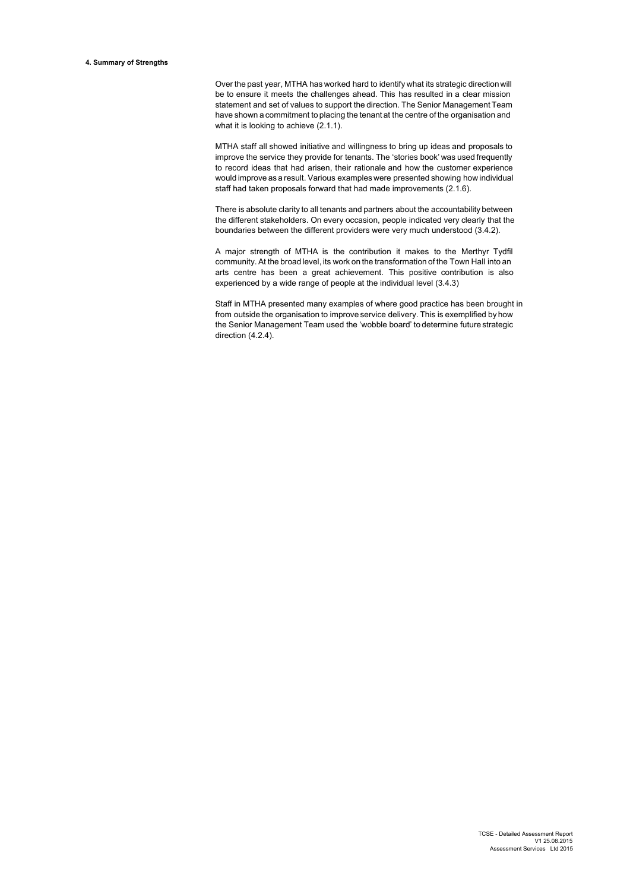## 4. Summary of Strengths

Over the past year, MTHA has worked hard to identify what its strategic direction will be to ensure it meets the challenges ahead. This has resulted in a clear mission statement and set of values to support the direction. The Senior Management Team have shown a commitment to placing the tenant at the centre of the organisation and what it is looking to achieve (2.1.1).

MTHA staff all showed initiative and willingness to bring up ideas and proposals to improve the service they provide for tenants. The 'stories book' was used frequently to record ideas that had arisen, their rationale and how the customer experience would improve as a result. Various examples were presented showing how individual staff had taken proposals forward that had made improvements (2.1.6).

There is absolute clarity to all tenants and partners about the accountability between the different stakeholders. On every occasion, people indicated very clearly that the boundaries between the different providers were very much understood (3.4.2).

A major strength of MTHA is the contribution it makes to the Merthyr Tydfil community. At the broad level, its work on the transformation of the Town Hall into an arts centre has been a great achievement. This positive contribution is also experienced by a wide range of people at the individual level (3.4.3)

Staff in MTHA presented many examples of where good practice has been brought in from outside the organisation to improve service delivery. This is exemplified by how the Senior Management Team used the 'wobble board' to determine future strategic direction (4.2.4).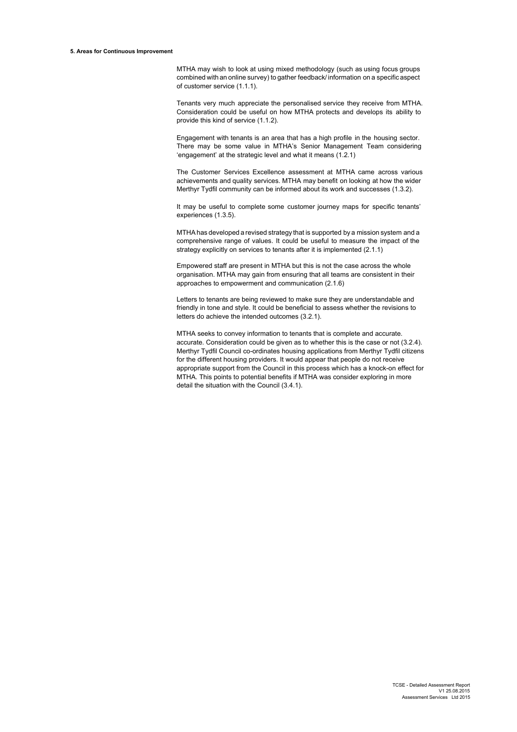**5. Areas for Continuous Improvement**

MTHA may wish to look at using mixed methodology (such as using focus groups combined with an online survey) to gather feedback/ information on a specific aspect of customer service (1.1.1).

Tenants very much appreciate the personalised service they receive from MTHA. Consideration could be useful on how MTHA protects and develops its ability to provide this kind of service (1.1.2).

Engagement with tenants is an area that has a high profile in the housing sector. There may be some value in MTHA's Senior Management Team considering 'engagement' at the strategic level and what it means (1.2.1)

The Customer Services Excellence assessment at MTHA came across various achievements and quality services. MTHA may benefit on looking at how the wider Merthyr Tydfil community can be informed about its work and successes (1.3.2).

It may be useful to complete some customer journey maps for specific tenants' experiences (1.3.5).

MTHA has developed a revised strategy that is supported by a mission system and a comprehensive range of values. It could be useful to measure the impact of the strategy explicitly on services to tenants after it is implemented (2.1.1)

Empowered staff are present in MTHA but this is not the case across the whole organisation. MTHA may gain from ensuring that all teams are consistent in their approaches to empowerment and communication (2.1.6)

Letters to tenants are being reviewed to make sure they are understandable and friendly in tone and style. It could be beneficial to assess whether the revisions to letters do achieve the intended outcomes (3.2.1).

MTHA seeks to convey information to tenants that is complete and accurate. accurate. Consideration could be given as to whether this is the case or not (3.2.4). Merthyr Tydfil Council co-ordinates housing applications from Merthyr Tydfil citizens for the different housing providers. It would appear that people do not receive appropriate support from the Council in this process which has a knock-on effect for MTHA. This points to potential benefits if MTHA was consider exploring in more detail the situation with the Council (3.4.1).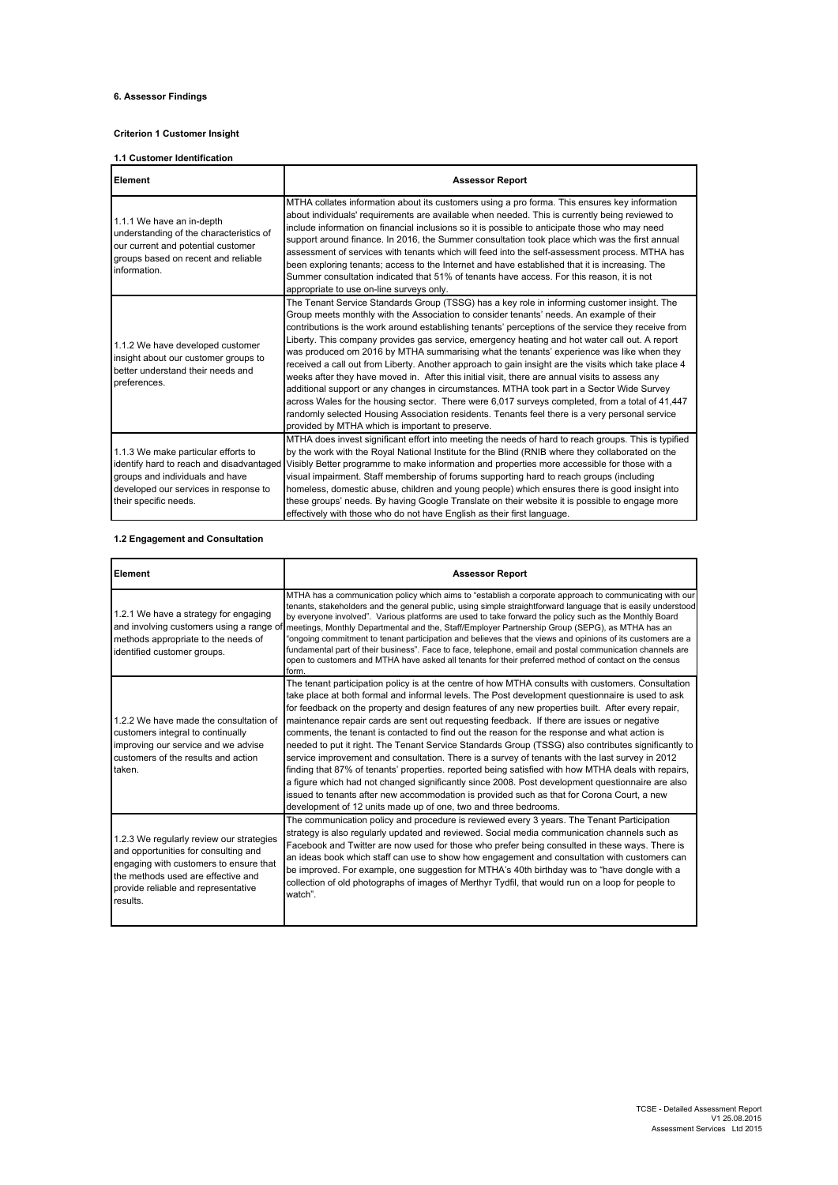### 6. Assessor Findings

#### Criterion 1 Customer Insight

**1.1 Customer Identification**

| Element | Assessor Report |
|---|---|
| 1.1.1 We have an in-depth understanding of the characteristics of our current and potential customer groups based on recent and reliable information. | MTHA collates information about its customers using a pro forma. This ensures key information about individuals' requirements are available when needed. This is currently being reviewed to include information on financial inclusions so it is possible to anticipate those who may need support around finance. In 2016, the Summer consultation took place which was the first annual assessment of services with tenants which will feed into the self-assessment process. MTHA has been exploring tenants; access to the Internet and have established that it is increasing. The Summer consultation indicated that 51% of tenants have access. For this reason, it is not appropriate to use on-line surveys only. |
| 1.1.2 We have developed customer insight about our customer groups to better understand their needs and preferences. | The Tenant Service Standards Group (TSSG) has a key role in informing customer insight. The Group meets monthly with the Association to consider tenants' needs. An example of their contributions is the work around establishing tenants' perceptions of the service they receive from Liberty. This company provides gas service, emergency heating and hot water call out. A report was produced om 2016 by MTHA summarising what the tenants' experience was like when they received a call out from Liberty. Another approach to gain insight are the visits which take place 4 weeks after they have moved in. After this initial visit, there are annual visits to assess any additional support or any changes in circumstances. MTHA took part in a Sector Wide Survey across Wales for the housing sector. There were 6,017 surveys completed, from a total of 41,447 randomly selected Housing Association residents. Tenants feel there is a very personal service provided by MTHA which is important to preserve. |
| 1.1.3 We make particular efforts to identify hard to reach and disadvantaged groups and individuals and have developed our services in response to their specific needs. | MTHA does invest significant effort into meeting the needs of hard to reach groups. This is typified by the work with the Royal National Institute for the Blind (RNIB where they collaborated on the Visibly Better programme to make information and properties more accessible for those with a visual impairment. Staff membership of forums supporting hard to reach groups (including homeless, domestic abuse, children and young people) which ensures there is good insight into these groups' needs. By having Google Translate on their website it is possible to engage more effectively with those who do not have English as their first language. |

**1.2 Engagement and Consultation**

| Element | Assessor Report |
|---|---|
| 1.2.1 We have a strategy for engaging and involving customers using a range of methods appropriate to the needs of identified customer groups. | MTHA has a communication policy which aims to "establish a corporate approach to communicating with our tenants, stakeholders and the general public, using simple straightforward language that is easily understood by everyone involved". Various platforms are used to take forward the policy such as the Monthly Board meetings, Monthly Departmental and the, Staff/Employer Partnership Group (SEPG), as MTHA has an "ongoing commitment to tenant participation and believes that the views and opinions of its customers are a fundamental part of their business". Face to face, telephone, email and postal communication channels are open to customers and MTHA have asked all tenants for their preferred method of contact on the census form. |
| 1.2.2 We have made the consultation of customers integral to continually improving our service and we advise customers of the results and action taken. | The tenant participation policy is at the centre of how MTHA consults with customers. Consultation take place at both formal and informal levels. The Post development questionnaire is used to ask for feedback on the property and design features of any new properties built. After every repair, maintenance repair cards are sent out requesting feedback. If there are issues or negative comments, the tenant is contacted to find out the reason for the response and what action is needed to put it right. The Tenant Service Standards Group (TSSG) also contributes significantly to service improvement and consultation. There is a survey of tenants with the last survey in 2012 finding that 87% of tenants' properties. reported being satisfied with how MTHA deals with repairs, a figure which had not changed significantly since 2008. Post development questionnaire are also issued to tenants after new accommodation is provided such as that for Corona Court, a new development of 12 units made up of one, two and three bedrooms. |
| 1.2.3 We regularly review our strategies and opportunities for consulting and engaging with customers to ensure that the methods used are effective and provide reliable and representative results. | The communication policy and procedure is reviewed every 3 years. The Tenant Participation strategy is also regularly updated and reviewed. Social media communication channels such as Facebook and Twitter are now used for those who prefer being consulted in these ways. There is an ideas book which staff can use to show how engagement and consultation with customers can be improved. For example, one suggestion for MTHA's 40th birthday was to "have dongle with a collection of old photographs of images of Merthyr Tydfil, that would run on a loop for people to watch". |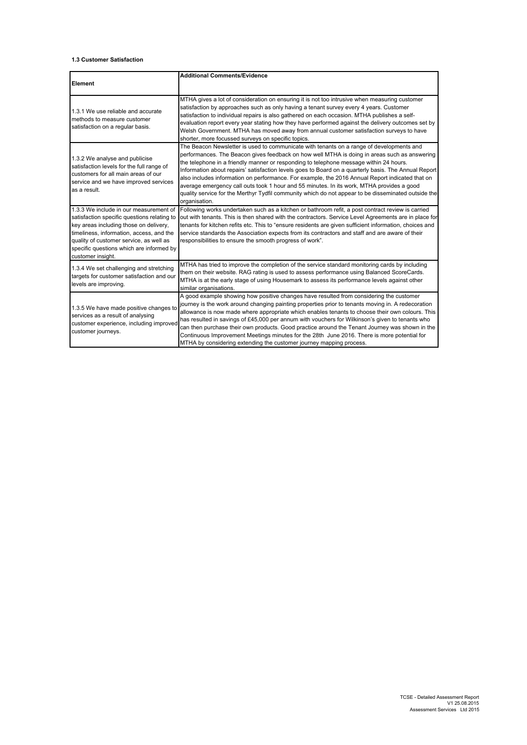**1.3 Customer Satisfaction**

| Element | Additional Comments/Evidence |
| --- | --- |
| 1.3.1 We use reliable and accurate methods to measure customer satisfaction on a regular basis. | MTHA gives a lot of consideration on ensuring it is not too intrusive when measuring customer satisfaction by approaches such as only having a tenant survey every 4 years. Customer satisfaction to individual repairs is also gathered on each occasion. MTHA publishes a self-evaluation report every year stating how they have performed against the delivery outcomes set by Welsh Government. MTHA has moved away from annual customer satisfaction surveys to have shorter, more focussed surveys on specific topics. |
| 1.3.2 We analyse and publicise satisfaction levels for the full range of customers for all main areas of our service and we have improved services as a result. | The Beacon Newsletter is used to communicate with tenants on a range of developments and performances. The Beacon gives feedback on how well MTHA is doing in areas such as answering the telephone in a friendly manner or responding to telephone message within 24 hours. Information about repairs' satisfaction levels goes to Board on a quarterly basis. The Annual Report also includes information on performance. For example, the 2016 Annual Report indicated that on average emergency call outs took 1 hour and 55 minutes. In its work, MTHA provides a good quality service for the Merthyr Tydfil community which do not appear to be disseminated outside the organisation. |
| 1.3.3 We include in our measurement of satisfaction specific questions relating to key areas including those on delivery, timeliness, information, access, and the quality of customer service, as well as specific questions which are informed by customer insight. | Following works undertaken such as a kitchen or bathroom refit, a post contract review is carried out with tenants. This is then shared with the contractors. Service Level Agreements are in place for tenants for kitchen refits etc. This to "ensure residents are given sufficient information, choices and service standards the Association expects from its contractors and staff and are aware of their responsibilities to ensure the smooth progress of work". |
| 1.3.4 We set challenging and stretching targets for customer satisfaction and our levels are improving. | MTHA has tried to improve the completion of the service standard monitoring cards by including them on their website. RAG rating is used to assess performance using Balanced ScoreCards. MTHA is at the early stage of using Housemark to assess its performance levels against other similar organisations. |
| 1.3.5 We have made positive changes to services as a result of analysing customer experience, including improved customer journeys. | A good example showing how positive changes have resulted from considering the customer journey is the work around changing painting properties prior to tenants moving in. A redecoration allowance is now made where appropriate which enables tenants to choose their own colours. This has resulted in savings of £45,000 per annum with vouchers for Wilkinson's given to tenants who can then purchase their own products. Good practice around the Tenant Journey was shown in the Continuous Improvement Meetings minutes for the 28th June 2016. There is more potential for MTHA by considering extending the customer journey mapping process. |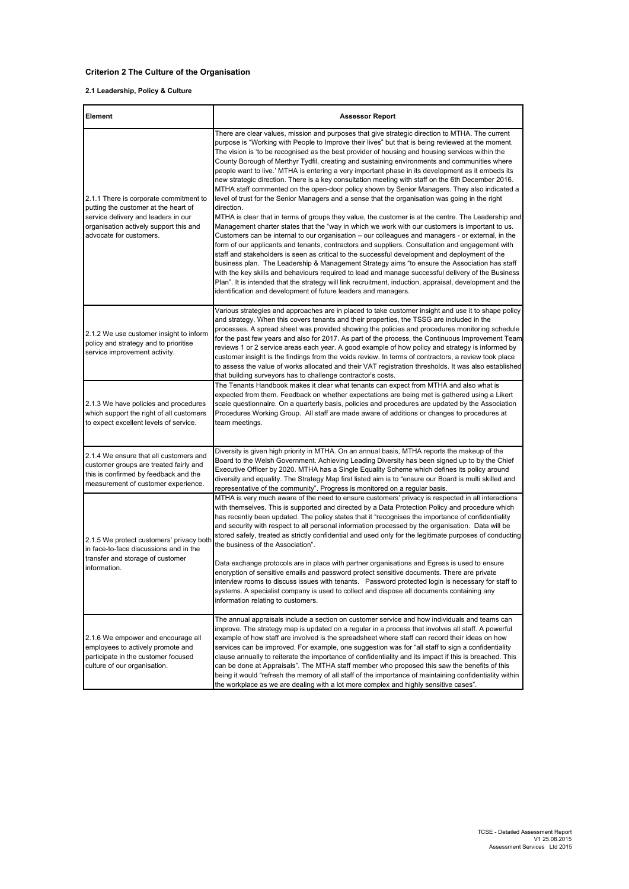### Criterion 2 The Culture of the Organisation

#### 2.1 Leadership, Policy & Culture

| Element | Assessor Report |
|---|---|
| 2.1.1 There is corporate commitment to putting the customer at the heart of service delivery and leaders in our organisation actively support this and advocate for customers. | There are clear values, mission and purposes that give strategic direction to MTHA. The current purpose is "Working with People to Improve their lives" but that is being reviewed at the moment. The vision is 'to be recognised as the best provider of housing and housing services within the County Borough of Merthyr Tydfil, creating and sustaining environments and communities where people want to live.' MTHA is entering a very important phase in its development as it embeds its new strategic direction. There is a key consultation meeting with staff on the 6th December 2016. MTHA staff commented on the open-door policy shown by Senior Managers. They also indicated a level of trust for the Senior Managers and a sense that the organisation was going in the right direction.<br>MTHA is clear that in terms of groups they value, the customer is at the centre. The Leadership and Management charter states that the "way in which we work with our customers is important to us. Customers can be internal to our organisation – our colleagues and managers - or external, in the form of our applicants and tenants, contractors and suppliers. Consultation and engagement with staff and stakeholders is seen as critical to the successful development and deployment of the business plan. The Leadership & Management Strategy aims "to ensure the Association has staff with the key skills and behaviours required to lead and manage successful delivery of the Business Plan". It is intended that the strategy will link recruitment, induction, appraisal, development and the identification and development of future leaders and managers. |
| 2.1.2 We use customer insight to inform policy and strategy and to prioritise service improvement activity. | Various strategies and approaches are in placed to take customer insight and use it to shape policy and strategy. When this covers tenants and their properties, the TSSG are included in the processes. A spread sheet was provided showing the policies and procedures monitoring schedule for the past few years and also for 2017. As part of the process, the Continuous Improvement Team reviews 1 or 2 service areas each year. A good example of how policy and strategy is informed by customer insight is the findings from the voids review. In terms of contractors, a review took place to assess the value of works allocated and their VAT registration thresholds. It was also established that building surveyors has to challenge contractor's costs. |
| 2.1.3 We have policies and procedures which support the right of all customers to expect excellent levels of service. | The Tenants Handbook makes it clear what tenants can expect from MTHA and also what is expected from them. Feedback on whether expectations are being met is gathered using a Likert scale questionnaire. On a quarterly basis, policies and procedures are updated by the Association Procedures Working Group. All staff are made aware of additions or changes to procedures at team meetings. |
| 2.1.4 We ensure that all customers and customer groups are treated fairly and this is confirmed by feedback and the measurement of customer experience. | Diversity is given high priority in MTHA. On an annual basis, MTHA reports the makeup of the Board to the Welsh Government. Achieving Leading Diversity has been signed up to by the Chief Executive Officer by 2020. MTHA has a Single Equality Scheme which defines its policy around diversity and equality. The Strategy Map first listed aim is to "ensure our Board is multi skilled and representative of the community". Progress is monitored on a regular basis. |
| 2.1.5 We protect customers' privacy both in face-to-face discussions and in the transfer and storage of customer information. | MTHA is very much aware of the need to ensure customers' privacy is respected in all interactions with themselves. This is supported and directed by a Data Protection Policy and procedure which has recently been updated. The policy states that it "recognises the importance of confidentiality and security with respect to all personal information processed by the organisation. Data will be stored safely, treated as strictly confidential and used only for the legitimate purposes of conducting the business of the Association".<br><br>Data exchange protocols are in place with partner organisations and Egress is used to ensure encryption of sensitive emails and password protect sensitive documents. There are private interview rooms to discuss issues with tenants. Password protected login is necessary for staff to systems. A specialist company is used to collect and dispose all documents containing any information relating to customers. |
| 2.1.6 We empower and encourage all employees to actively promote and participate in the customer focused culture of our organisation. | The annual appraisals include a section on customer service and how individuals and teams can improve. The strategy map is updated on a regular in a process that involves all staff. A powerful example of how staff are involved is the spreadsheet where staff can record their ideas on how services can be improved. For example, one suggestion was for "all staff to sign a confidentiality clause annually to reiterate the importance of confidentiality and its impact if this is breached. This can be done at Appraisals". The MTHA staff member who proposed this saw the benefits of this being it would "refresh the memory of all staff of the importance of maintaining confidentiality within the workplace as we are dealing with a lot more complex and highly sensitive cases". |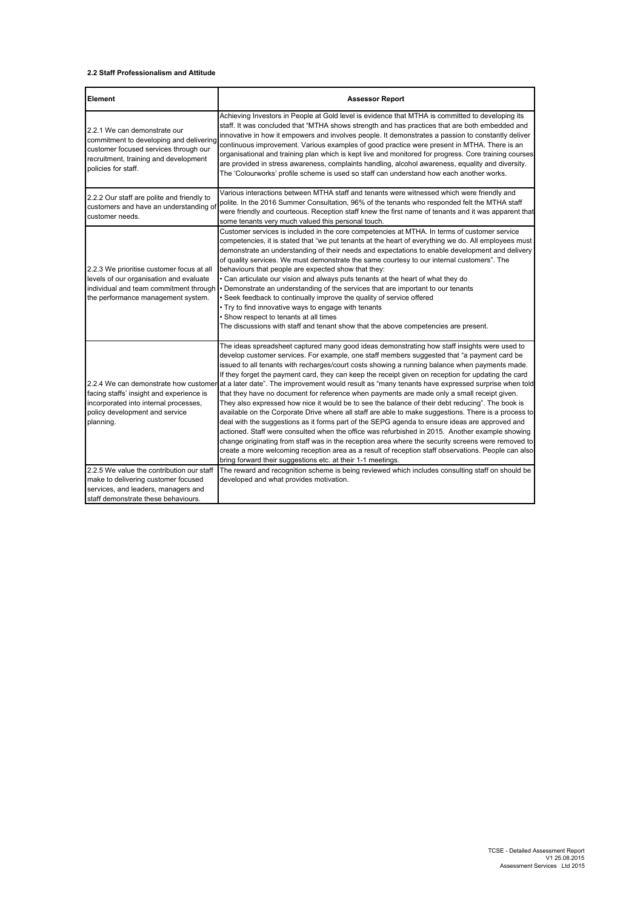**2.2 Staff Professionalism and Attitude**

| Element | Assessor Report |
|---|---|
| 2.2.1 We can demonstrate our commitment to developing and delivering customer focused services through our recruitment, training and development policies for staff. | Achieving Investors in People at Gold level is evidence that MTHA is committed to developing its staff. It was concluded that "MTHA shows strength and has practices that are both embedded and innovative in how it empowers and involves people. It demonstrates a passion to constantly deliver continuous improvement. Various examples of good practice were present in MTHA. There is an organisational and training plan which is kept live and monitored for progress. Core training courses are provided in stress awareness, complaints handling, alcohol awareness, equality and diversity. The 'Colourworks' profile scheme is used so staff can understand how each another works. |
| 2.2.2 Our staff are polite and friendly to customers and have an understanding of customer needs. | Various interactions between MTHA staff and tenants were witnessed which were friendly and polite. In the 2016 Summer Consultation, 96% of the tenants who responded felt the MTHA staff were friendly and courteous. Reception staff knew the first name of tenants and it was apparent that some tenants very much valued this personal touch. |
| 2.2.3 We prioritise customer focus at all levels of our organisation and evaluate individual and team commitment through the performance management system. | Customer services is included in the core competencies at MTHA. In terms of customer service competencies, it is stated that "we put tenants at the heart of everything we do. All employees must demonstrate an understanding of their needs and expectations to enable development and delivery of quality services. We must demonstrate the same courtesy to our internal customers". The behaviours that people are expected show that they:<br>• Can articulate our vision and always puts tenants at the heart of what they do<br>• Demonstrate an understanding of the services that are important to our tenants<br>• Seek feedback to continually improve the quality of service offered<br>• Try to find innovative ways to engage with tenants<br>• Show respect to tenants at all times<br>The discussions with staff and tenant show that the above competencies are present. |
| 2.2.4 We can demonstrate how customer facing staffs' insight and experience is incorporated into internal processes, policy development and service planning. | The ideas spreadsheet captured many good ideas demonstrating how staff insights were used to develop customer services. For example, one staff members suggested that "a payment card be issued to all tenants with recharges/court costs showing a running balance when payments made. If they forget the payment card, they can keep the receipt given on reception for updating the card at a later date". The improvement would result as "many tenants have expressed surprise when told that they have no document for reference when payments are made only a small receipt given. They also expressed how nice it would be to see the balance of their debt reducing". The book is available on the Corporate Drive where all staff are able to make suggestions. There is a process to deal with the suggestions as it forms part of the SEPG agenda to ensure ideas are approved and actioned. Staff were consulted when the office was refurbished in 2015. Another example showing change originating from staff was in the reception area where the security screens were removed to create a more welcoming reception area as a result of reception staff observations. People can also bring forward their suggestions etc. at their 1-1 meetings. |
| 2.2.5 We value the contribution our staff make to delivering customer focused services, and leaders, managers and staff demonstrate these behaviours. | The reward and recognition scheme is being reviewed which includes consulting staff on should be developed and what provides motivation. |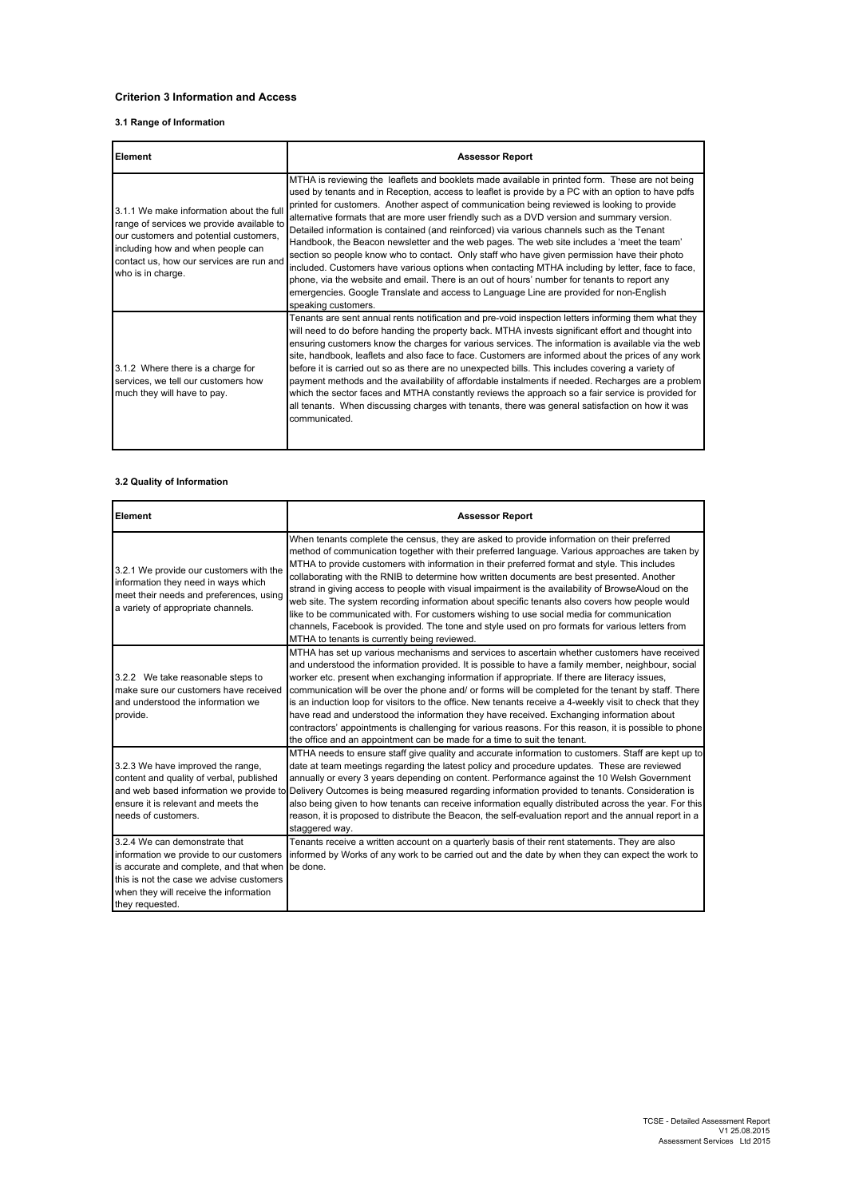### Criterion 3 Information and Access

#### 3.1 Range of Information

| Element | Assessor Report |
|---|---|
| 3.1.1 We make information about the full range of services we provide available to our customers and potential customers, including how and when people can contact us, how our services are run and who is in charge. | MTHA is reviewing the leaflets and booklets made available in printed form. These are not being used by tenants and in Reception, access to leaflet is provide by a PC with an option to have pdfs printed for customers. Another aspect of communication being reviewed is looking to provide alternative formats that are more user friendly such as a DVD version and summary version. Detailed information is contained (and reinforced) via various channels such as the Tenant Handbook, the Beacon newsletter and the web pages. The web site includes a 'meet the team' section so people know who to contact. Only staff who have given permission have their photo included. Customers have various options when contacting MTHA including by letter, face to face, phone, via the website and email. There is an out of hours' number for tenants to report any emergencies. Google Translate and access to Language Line are provided for non-English speaking customers. |
| 3.1.2 Where there is a charge for services, we tell our customers how much they will have to pay. | Tenants are sent annual rents notification and pre-void inspection letters informing them what they will need to do before handing the property back. MTHA invests significant effort and thought into ensuring customers know the charges for various services. The information is available via the web site, handbook, leaflets and also face to face. Customers are informed about the prices of any work before it is carried out so as there are no unexpected bills. This includes covering a variety of payment methods and the availability of affordable instalments if needed. Recharges are a problem which the sector faces and MTHA constantly reviews the approach so a fair service is provided for all tenants. When discussing charges with tenants, there was general satisfaction on how it was communicated. |

#### 3.2 Quality of Information

| Element | Assessor Report |
|---|---|
| 3.2.1 We provide our customers with the information they need in ways which meet their needs and preferences, using a variety of appropriate channels. | When tenants complete the census, they are asked to provide information on their preferred method of communication together with their preferred language. Various approaches are taken by MTHA to provide customers with information in their preferred format and style. This includes collaborating with the RNIB to determine how written documents are best presented. Another strand in giving access to people with visual impairment is the availability of BrowseAloud on the web site. The system recording information about specific tenants also covers how people would like to be communicated with. For customers wishing to use social media for communication channels, Facebook is provided. The tone and style used on pro formats for various letters from MTHA to tenants is currently being reviewed. |
| 3.2.2 We take reasonable steps to make sure our customers have received and understood the information we provide. | MTHA has set up various mechanisms and services to ascertain whether customers have received and understood the information provided. It is possible to have a family member, neighbour, social worker etc. present when exchanging information if appropriate. If there are literacy issues, communication will be over the phone and/ or forms will be completed for the tenant by staff. There is an induction loop for visitors to the office. New tenants receive a 4-weekly visit to check that they have read and understood the information they have received. Exchanging information about contractors' appointments is challenging for various reasons. For this reason, it is possible to phone the office and an appointment can be made for a time to suit the tenant. |
| 3.2.3 We have improved the range, content and quality of verbal, published and web based information we provide to ensure it is relevant and meets the needs of customers. | MTHA needs to ensure staff give quality and accurate information to customers. Staff are kept up to date at team meetings regarding the latest policy and procedure updates. These are reviewed annually or every 3 years depending on content. Performance against the 10 Welsh Government Delivery Outcomes is being measured regarding information provided to tenants. Consideration is also being given to how tenants can receive information equally distributed across the year. For this reason, it is proposed to distribute the Beacon, the self-evaluation report and the annual report in a staggered way. |
| 3.2.4 We can demonstrate that information we provide to our customers is accurate and complete, and that when this is not the case we advise customers when they will receive the information they requested. | Tenants receive a written account on a quarterly basis of their rent statements. They are also informed by Works of any work to be carried out and the date by when they can expect the work to be done. |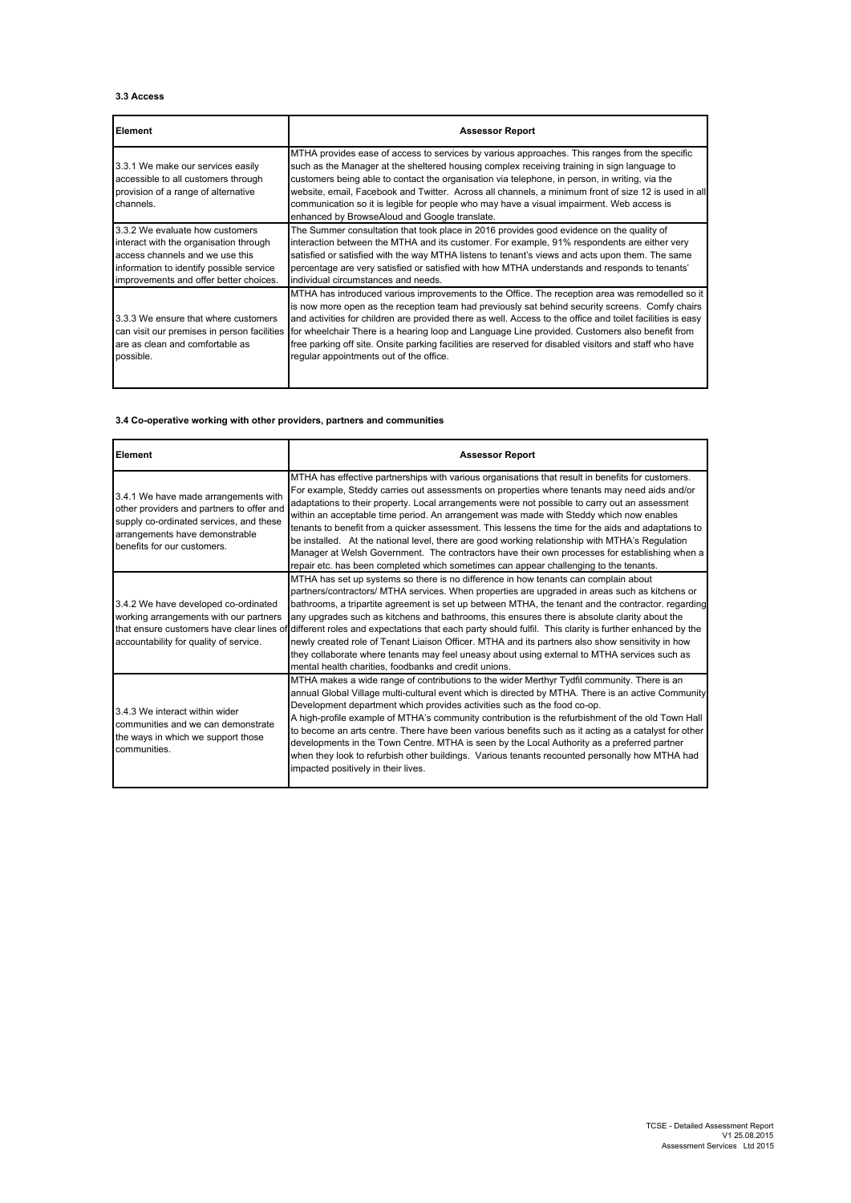**3.3 Access**

| Element | Assessor Report |
| --- | --- |
| 3.3.1 We make our services easily accessible to all customers through provision of a range of alternative channels. | MTHA provides ease of access to services by various approaches. This ranges from the specific such as the Manager at the sheltered housing complex receiving training in sign language to customers being able to contact the organisation via telephone, in person, in writing, via the website, email, Facebook and Twitter. Across all channels, a minimum front of size 12 is used in all communication so it is legible for people who may have a visual impairment. Web access is enhanced by BrowseAloud and Google translate. |
| 3.3.2 We evaluate how customers interact with the organisation through access channels and we use this information to identify possible service improvements and offer better choices. | The Summer consultation that took place in 2016 provides good evidence on the quality of interaction between the MTHA and its customer. For example, 91% respondents are either very satisfied or satisfied with the way MTHA listens to tenant's views and acts upon them. The same percentage are very satisfied or satisfied with how MTHA understands and responds to tenants' individual circumstances and needs. |
| 3.3.3 We ensure that where customers can visit our premises in person facilities are as clean and comfortable as possible. | MTHA has introduced various improvements to the Office. The reception area was remodelled so it is now more open as the reception team had previously sat behind security screens. Comfy chairs and activities for children are provided there as well. Access to the office and toilet facilities is easy for wheelchair There is a hearing loop and Language Line provided. Customers also benefit from free parking off site. Onsite parking facilities are reserved for disabled visitors and staff who have regular appointments out of the office. |

**3.4 Co-operative working with other providers, partners and communities**

| Element | Assessor Report |
| --- | --- |
| 3.4.1 We have made arrangements with other providers and partners to offer and supply co-ordinated services, and these arrangements have demonstrable benefits for our customers. | MTHA has effective partnerships with various organisations that result in benefits for customers. For example, Steddy carries out assessments on properties where tenants may need aids and/or adaptations to their property. Local arrangements were not possible to carry out an assessment within an acceptable time period. An arrangement was made with Steddy which now enables tenants to benefit from a quicker assessment. This lessens the time for the aids and adaptations to be installed. At the national level, there are good working relationship with MTHA's Regulation Manager at Welsh Government. The contractors have their own processes for establishing when a repair etc. has been completed which sometimes can appear challenging to the tenants. |
| 3.4.2 We have developed co-ordinated working arrangements with our partners that ensure customers have clear lines of accountability for quality of service. | MTHA has set up systems so there is no difference in how tenants can complain about partners/contractors/ MTHA services. When properties are upgraded in areas such as kitchens or bathrooms, a tripartite agreement is set up between MTHA, the tenant and the contractor. regarding any upgrades such as kitchens and bathrooms, this ensures there is absolute clarity about the different roles and expectations that each party should fulfil. This clarity is further enhanced by the newly created role of Tenant Liaison Officer. MTHA and its partners also show sensitivity in how they collaborate where tenants may feel uneasy about using external to MTHA services such as mental health charities, foodbanks and credit unions. |
| 3.4.3 We interact within wider communities and we can demonstrate the ways in which we support those communities. | MTHA makes a wide range of contributions to the wider Merthyr Tydfil community. There is an annual Global Village multi-cultural event which is directed by MTHA. There is an active Community Development department which provides activities such as the food co-op.<br>A high-profile example of MTHA's community contribution is the refurbishment of the old Town Hall to become an arts centre. There have been various benefits such as it acting as a catalyst for other developments in the Town Centre. MTHA is seen by the Local Authority as a preferred partner when they look to refurbish other buildings. Various tenants recounted personally how MTHA had impacted positively in their lives. |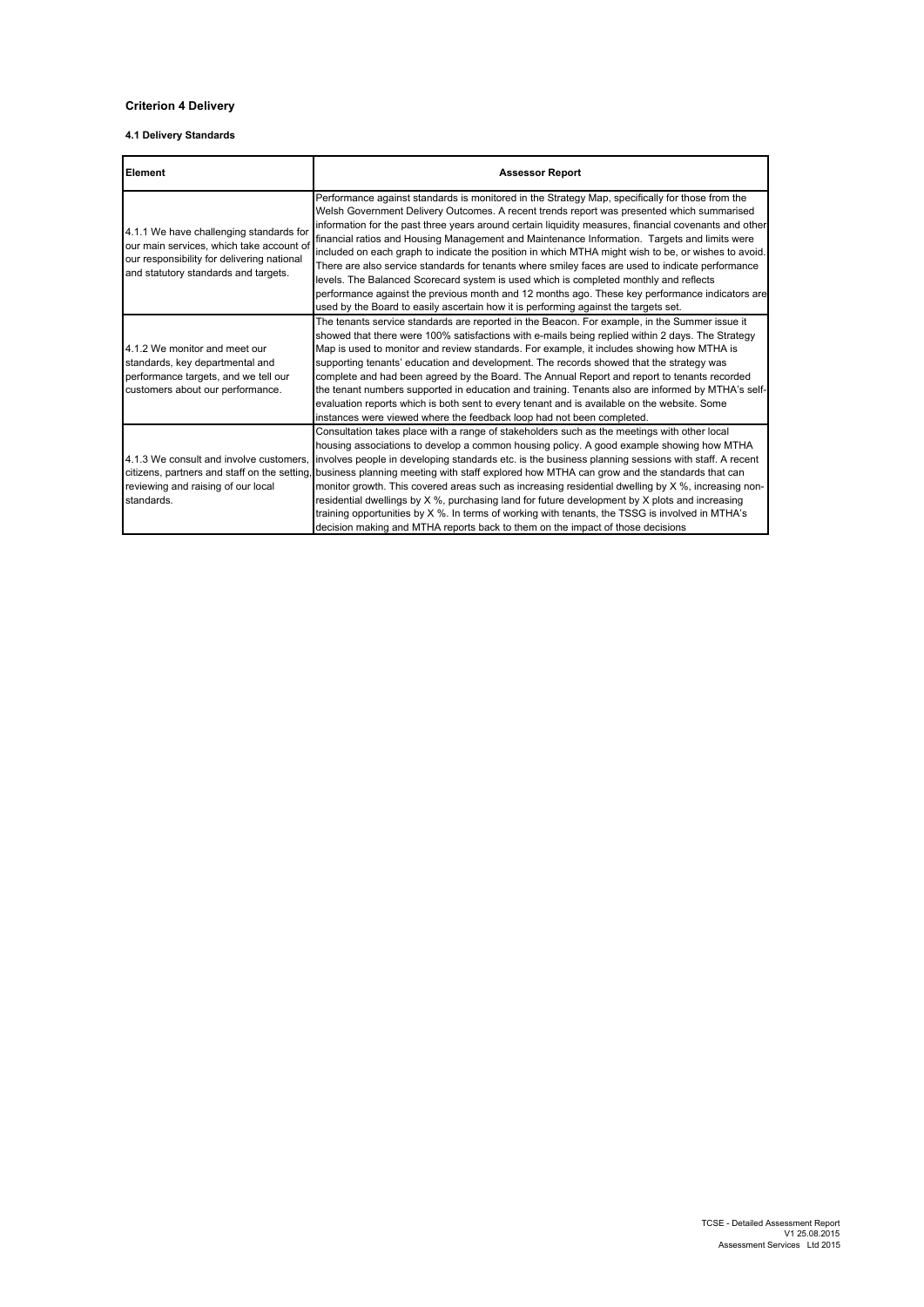## Criterion 4 Delivery

### 4.1 Delivery Standards

| Element | Assessor Report |
|---|---|
| 4.1.1 We have challenging standards for our main services, which take account of our responsibility for delivering national and statutory standards and targets. | Performance against standards is monitored in the Strategy Map, specifically for those from the Welsh Government Delivery Outcomes. A recent trends report was presented which summarised information for the past three years around certain liquidity measures, financial covenants and other financial ratios and Housing Management and Maintenance Information. Targets and limits were included on each graph to indicate the position in which MTHA might wish to be, or wishes to avoid. There are also service standards for tenants where smiley faces are used to indicate performance levels. The Balanced Scorecard system is used which is completed monthly and reflects performance against the previous month and 12 months ago. These key performance indicators are used by the Board to easily ascertain how it is performing against the targets set. |
| 4.1.2 We monitor and meet our standards, key departmental and performance targets, and we tell our customers about our performance. | The tenants service standards are reported in the Beacon. For example, in the Summer issue it showed that there were 100% satisfactions with e-mails being replied within 2 days. The Strategy Map is used to monitor and review standards. For example, it includes showing how MTHA is supporting tenants' education and development. The records showed that the strategy was complete and had been agreed by the Board. The Annual Report and report to tenants recorded the tenant numbers supported in education and training. Tenants also are informed by MTHA's self-evaluation reports which is both sent to every tenant and is available on the website. Some instances were viewed where the feedback loop had not been completed. |
| 4.1.3 We consult and involve customers, citizens, partners and staff on the setting, reviewing and raising of our local standards. | Consultation takes place with a range of stakeholders such as the meetings with other local housing associations to develop a common housing policy. A good example showing how MTHA involves people in developing standards etc. is the business planning sessions with staff. A recent business planning meeting with staff explored how MTHA can grow and the standards that can monitor growth. This covered areas such as increasing residential dwelling by X %, increasing non-residential dwellings by X %, purchasing land for future development by X plots and increasing training opportunities by X %. In terms of working with tenants, the TSSG is involved in MTHA's decision making and MTHA reports back to them on the impact of those decisions |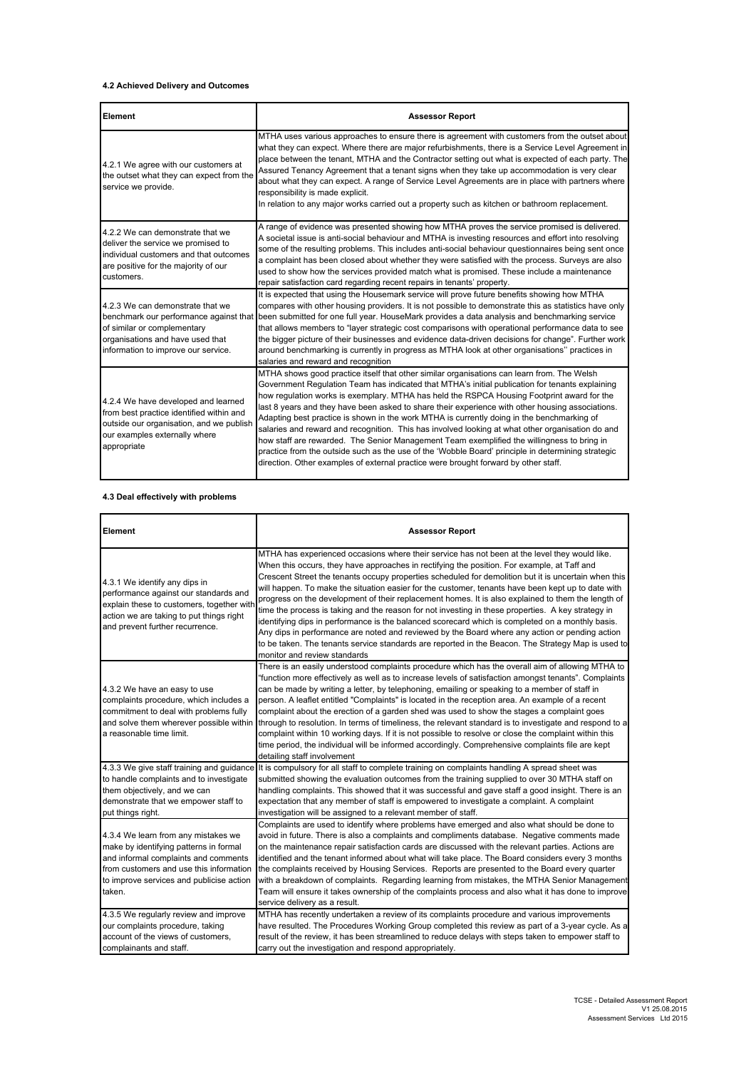**4.2 Achieved Delivery and Outcomes**

| Element | Assessor Report |
|---|---|
| 4.2.1 We agree with our customers at the outset what they can expect from the service we provide. | MTHA uses various approaches to ensure there is agreement with customers from the outset about what they can expect. Where there are major refurbishments, there is a Service Level Agreement in place between the tenant, MTHA and the Contractor setting out what is expected of each party. The Assured Tenancy Agreement that a tenant signs when they take up accommodation is very clear about what they can expect. A range of Service Level Agreements are in place with partners where responsibility is made explicit. In relation to any major works carried out a property such as kitchen or bathroom replacement. |
| 4.2.2 We can demonstrate that we deliver the service we promised to individual customers and that outcomes are positive for the majority of our customers. | A range of evidence was presented showing how MTHA proves the service promised is delivered. A societal issue is anti-social behaviour and MTHA is investing resources and effort into resolving some of the resulting problems. This includes anti-social behaviour questionnaires being sent once a complaint has been closed about whether they were satisfied with the process. Surveys are also used to show how the services provided match what is promised. These include a maintenance repair satisfaction card regarding recent repairs in tenants' property. |
| 4.2.3 We can demonstrate that we benchmark our performance against that of similar or complementary organisations and have used that information to improve our service. | It is expected that using the Housemark service will prove future benefits showing how MTHA compares with other housing providers. It is not possible to demonstrate this as statistics have only been submitted for one full year. HouseMark provides a data analysis and benchmarking service that allows members to "layer strategic cost comparisons with operational performance data to see the bigger picture of their businesses and evidence data-driven decisions for change". Further work around benchmarking is currently in progress as MTHA look at other organisations'' practices in salaries and reward and recognition |
| 4.2.4 We have developed and learned from best practice identified within and outside our organisation, and we publish our examples externally where appropriate | MTHA shows good practice itself that other similar organisations can learn from. The Welsh Government Regulation Team has indicated that MTHA's initial publication for tenants explaining how regulation works is exemplary. MTHA has held the RSPCA Housing Footprint award for the last 8 years and they have been asked to share their experience with other housing associations. Adapting best practice is shown in the work MTHA is currently doing in the benchmarking of salaries and reward and recognition. This has involved looking at what other organisation do and how staff are rewarded. The Senior Management Team exemplified the willingness to bring in practice from the outside such as the use of the 'Wobble Board' principle in determining strategic direction. Other examples of external practice were brought forward by other staff. |

**4.3 Deal effectively with problems**

| Element | Assessor Report |
|---|---|
| 4.3.1 We identify any dips in performance against our standards and explain these to customers, together with action we are taking to put things right and prevent further recurrence. | MTHA has experienced occasions where their service has not been at the level they would like. When this occurs, they have approaches in rectifying the position. For example, at Taff and Crescent Street the tenants occupy properties scheduled for demolition but it is uncertain when this will happen. To make the situation easier for the customer, tenants have been kept up to date with progress on the development of their replacement homes. It is also explained to them the length of time the process is taking and the reason for not investing in these properties. A key strategy in identifying dips in performance is the balanced scorecard which is completed on a monthly basis. Any dips in performance are noted and reviewed by the Board where any action or pending action to be taken. The tenants service standards are reported in the Beacon. The Strategy Map is used to monitor and review standards |
| 4.3.2 We have an easy to use complaints procedure, which includes a commitment to deal with problems fully and solve them wherever possible within a reasonable time limit. | There is an easily understood complaints procedure which has the overall aim of allowing MTHA to "function more effectively as well as to increase levels of satisfaction amongst tenants". Complaints can be made by writing a letter, by telephoning, emailing or speaking to a member of staff in person. A leaflet entitled "Complaints" is located in the reception area. An example of a recent complaint about the erection of a garden shed was used to show the stages a complaint goes through to resolution. In terms of timeliness, the relevant standard is to investigate and respond to a complaint within 10 working days. If it is not possible to resolve or close the complaint within this time period, the individual will be informed accordingly. Comprehensive complaints file are kept detailing staff involvement |
| 4.3.3 We give staff training and guidance to handle complaints and to investigate them objectively, and we can demonstrate that we empower staff to put things right. | It is compulsory for all staff to complete training on complaints handling A spread sheet was submitted showing the evaluation outcomes from the training supplied to over 30 MTHA staff on handling complaints. This showed that it was successful and gave staff a good insight. There is an expectation that any member of staff is empowered to investigate a complaint. A complaint investigation will be assigned to a relevant member of staff. |
| 4.3.4 We learn from any mistakes we make by identifying patterns in formal and informal complaints and comments from customers and use this information to improve services and publicise action taken. | Complaints are used to identify where problems have emerged and also what should be done to avoid in future. There is also a complaints and compliments database. Negative comments made on the maintenance repair satisfaction cards are discussed with the relevant parties. Actions are identified and the tenant informed about what will take place. The Board considers every 3 months the complaints received by Housing Services. Reports are presented to the Board every quarter with a breakdown of complaints. Regarding learning from mistakes, the MTHA Senior Management Team will ensure it takes ownership of the complaints process and also what it has done to improve service delivery as a result. |
| 4.3.5 We regularly review and improve our complaints procedure, taking account of the views of customers, complainants and staff. | MTHA has recently undertaken a review of its complaints procedure and various improvements have resulted. The Procedures Working Group completed this review as part of a 3-year cycle. As a result of the review, it has been streamlined to reduce delays with steps taken to empower staff to carry out the investigation and respond appropriately. |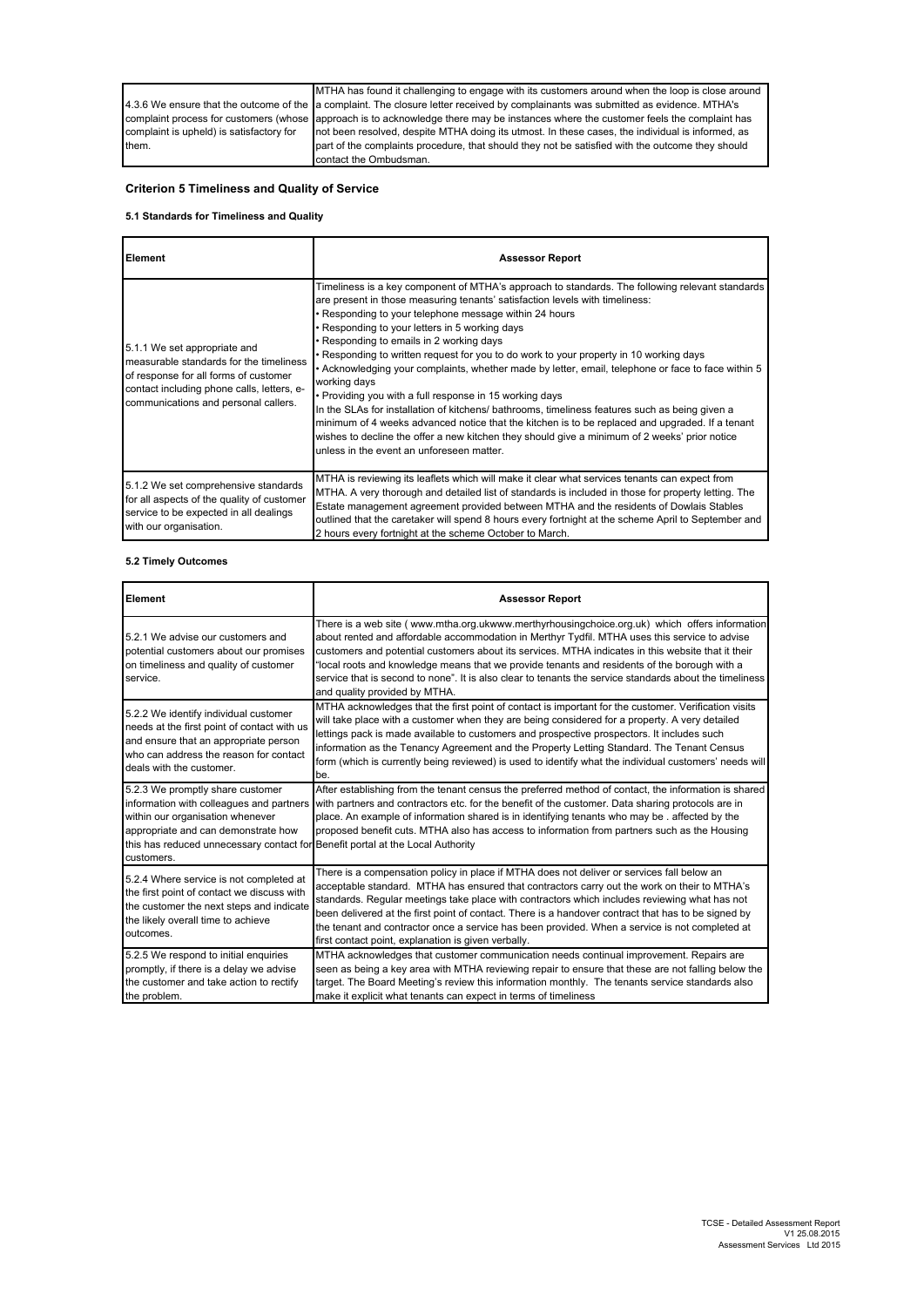| | |
|---|---|
| 4.3.6 We ensure that the outcome of the complaint process for customers (whose complaint is upheld) is satisfactory for them. | MTHA has found it challenging to engage with its customers around when the loop is close around a complaint. The closure letter received by complainants was submitted as evidence. MTHA's approach is to acknowledge there may be instances where the customer feels the complaint has not been resolved, despite MTHA doing its utmost. In these cases, the individual is informed, as part of the complaints procedure, that should they not be satisfied with the outcome they should contact the Ombudsman. |

## Criterion 5 Timeliness and Quality of Service

### 5.1 Standards for Timeliness and Quality

| Element | Assessor Report |
|---|---|
| 5.1.1 We set appropriate and measurable standards for the timeliness of response for all forms of customer contact including phone calls, letters, e-communications and personal callers. | Timeliness is a key component of MTHA's approach to standards. The following relevant standards are present in those measuring tenants' satisfaction levels with timeliness:<br>• Responding to your telephone message within 24 hours<br>• Responding to your letters in 5 working days<br>• Responding to emails in 2 working days<br>• Responding to written request for you to do work to your property in 10 working days<br>• Acknowledging your complaints, whether made by letter, email, telephone or face to face within 5 working days<br>• Providing you with a full response in 15 working days<br>In the SLAs for installation of kitchens/ bathrooms, timeliness features such as being given a minimum of 4 weeks advanced notice that the kitchen is to be replaced and upgraded. If a tenant wishes to decline the offer a new kitchen they should give a minimum of 2 weeks' prior notice unless in the event an unforeseen matter. |
| 5.1.2 We set comprehensive standards for all aspects of the quality of customer service to be expected in all dealings with our organisation. | MTHA is reviewing its leaflets which will make it clear what services tenants can expect from MTHA. A very thorough and detailed list of standards is included in those for property letting. The Estate management agreement provided between MTHA and the residents of Dowlais Stables outlined that the caretaker will spend 8 hours every fortnight at the scheme April to September and 2 hours every fortnight at the scheme October to March. |

### 5.2 Timely Outcomes

| Element | Assessor Report |
|---|---|
| 5.2.1 We advise our customers and potential customers about our promises on timeliness and quality of customer service. | There is a web site ( www.mtha.org.ukwww.merthyrhousingchoice.org.uk) which offers information about rented and affordable accommodation in Merthyr Tydfil. MTHA uses this service to advise customers and potential customers about its services. MTHA indicates in this website that it their "local roots and knowledge means that we provide tenants and residents of the borough with a service that is second to none". It is also clear to tenants the service standards about the timeliness and quality provided by MTHA. |
| 5.2.2 We identify individual customer needs at the first point of contact with us and ensure that an appropriate person who can address the reason for contact deals with the customer. | MTHA acknowledges that the first point of contact is important for the customer. Verification visits will take place with a customer when they are being considered for a property. A very detailed lettings pack is made available to customers and prospective prospectors. It includes such information as the Tenancy Agreement and the Property Letting Standard. The Tenant Census form (which is currently being reviewed) is used to identify what the individual customers' needs will be. |
| 5.2.3 We promptly share customer information with colleagues and partners within our organisation whenever appropriate and can demonstrate how this has reduced unnecessary contact for customers. | After establishing from the tenant census the preferred method of contact, the information is shared with partners and contractors etc. for the benefit of the customer. Data sharing protocols are in place. An example of information shared is in identifying tenants who may be . affected by the proposed benefit cuts. MTHA also has access to information from partners such as the Housing Benefit portal at the Local Authority |
| 5.2.4 Where service is not completed at the first point of contact we discuss with the customer the next steps and indicate the likely overall time to achieve outcomes. | There is a compensation policy in place if MTHA does not deliver or services fall below an acceptable standard. MTHA has ensured that contractors carry out the work on their to MTHA's standards. Regular meetings take place with contractors which includes reviewing what has not been delivered at the first point of contact. There is a handover contract that has to be signed by the tenant and contractor once a service has been provided. When a service is not completed at first contact point, explanation is given verbally. |
| 5.2.5 We respond to initial enquiries promptly, if there is a delay we advise the customer and take action to rectify the problem. | MTHA acknowledges that customer communication needs continual improvement. Repairs are seen as being a key area with MTHA reviewing repair to ensure that these are not falling below the target. The Board Meeting's review this information monthly. The tenants service standards also make it explicit what tenants can expect in terms of timeliness |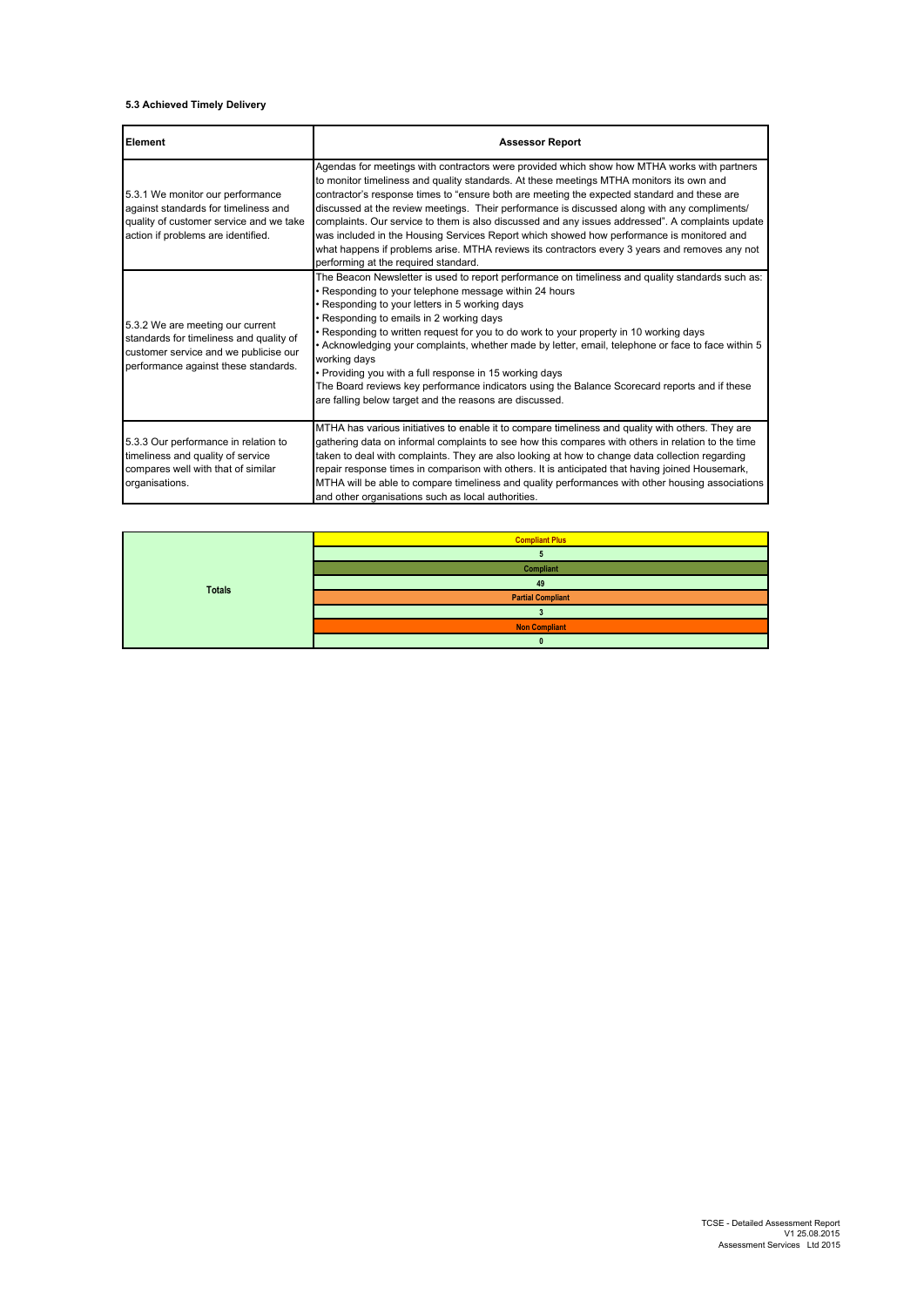#### 5.3 Achieved Timely Delivery

| Element | Assessor Report |
|---|---|
| 5.3.1 We monitor our performance against standards for timeliness and quality of customer service and we take action if problems are identified. | Agendas for meetings with contractors were provided which show how MTHA works with partners to monitor timeliness and quality standards. At these meetings MTHA monitors its own and contractor's response times to "ensure both are meeting the expected standard and these are discussed at the review meetings. Their performance is discussed along with any compliments/ complaints. Our service to them is also discussed and any issues addressed". A complaints update was included in the Housing Services Report which showed how performance is monitored and what happens if problems arise. MTHA reviews its contractors every 3 years and removes any not performing at the required standard. |
| 5.3.2 We are meeting our current standards for timeliness and quality of customer service and we publicise our performance against these standards. | The Beacon Newsletter is used to report performance on timeliness and quality standards such as:<br>• Responding to your telephone message within 24 hours<br>• Responding to your letters in 5 working days<br>• Responding to emails in 2 working days<br>• Responding to written request for you to do work to your property in 10 working days<br>• Acknowledging your complaints, whether made by letter, email, telephone or face to face within 5 working days<br>• Providing you with a full response in 15 working days<br>The Board reviews key performance indicators using the Balance Scorecard reports and if these are falling below target and the reasons are discussed. |
| 5.3.3 Our performance in relation to timeliness and quality of service compares well with that of similar organisations. | MTHA has various initiatives to enable it to compare timeliness and quality with others. They are gathering data on informal complaints to see how this compares with others in relation to the time taken to deal with complaints. They are also looking at how to change data collection regarding repair response times in comparison with others. It is anticipated that having joined Housemark, MTHA will be able to compare timeliness and quality performances with other housing associations and other organisations such as local authorities. |

| Totals | |
|---|---|
| | **Compliant Plus** |
| | 5 |
| | **Compliant** |
| | 49 |
| | **Partial Compliant** |
| | 3 |
| | **Non Compliant** |
| | 0 |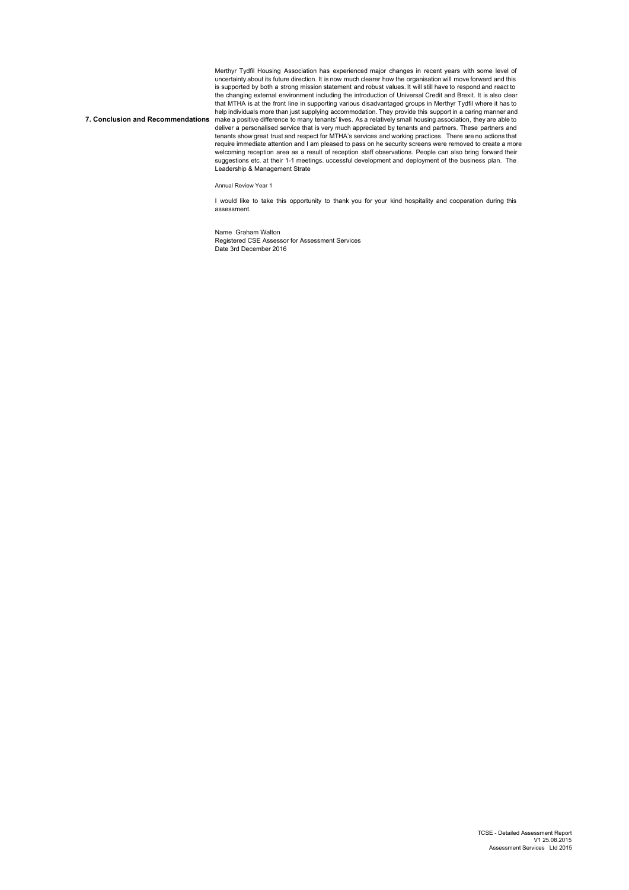## 7. Conclusion and Recommendations

Merthyr Tydfil Housing Association has experienced major changes in recent years with some level of uncertainty about its future direction. It is now much clearer how the organisation will move forward and this is supported by both a strong mission statement and robust values. It will still have to respond and react to the changing external environment including the introduction of Universal Credit and Brexit. It is also clear that MTHA is at the front line in supporting various disadvantaged groups in Merthyr Tydfil where it has to help individuals more than just supplying accommodation. They provide this support in a caring manner and make a positive difference to many tenants' lives. As a relatively small housing association, they are able to deliver a personalised service that is very much appreciated by tenants and partners. These partners and tenants show great trust and respect for MTHA's services and working practices. There are no actions that require immediate attention and I am pleased to pass on he security screens were removed to create a more welcoming reception area as a result of reception staff observations. People can also bring forward their suggestions etc. at their 1-1 meetings. uccessful development and deployment of the business plan. The Leadership & Management Strate

Annual Review Year 1

I would like to take this opportunity to thank you for your kind hospitality and cooperation during this assessment.

Name Graham Walton
Registered CSE Assessor for Assessment Services
Date 3rd December 2016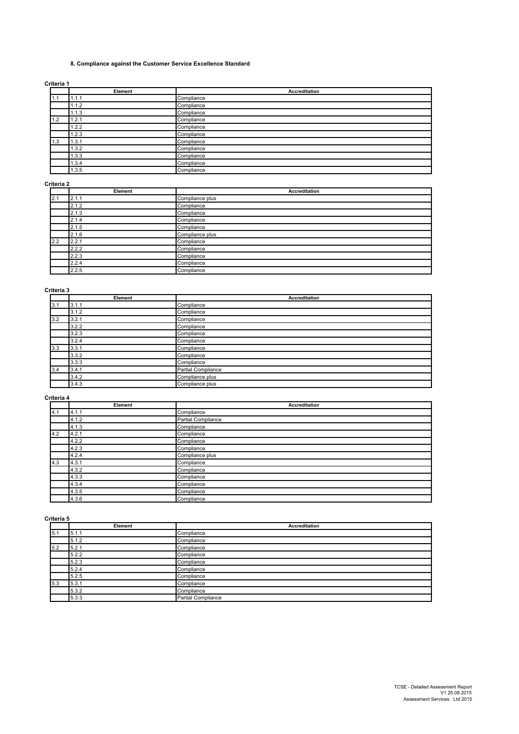### 8. Compliance against the Customer Service Excellence Standard

**Criteria 1**

| | Element | Accreditation |
|---|---|---|
| 1.1 | 1.1.1 | Compliance |
| | 1.1.2 | Compliance |
| | 1.1.3 | Compliance |
| 1.2 | 1.2.1 | Compliance |
| | 1.2.2 | Compliance |
| | 1.2.3 | Compliance |
| 1.3 | 1.3.1 | Compliance |
| | 1.3.2 | Compliance |
| | 1.3.3 | Compliance |
| | 1.3.4 | Compliance |
| | 1.3.5 | Compliance |

**Criteria 2**

| | Element | Accreditation |
|---|---|---|
| 2.1 | 2.1.1 | Compliance plus |
| | 2.1.2 | Compliance |
| | 2.1.3 | Compliance |
| | 2.1.4 | Compliance |
| | 2.1.5 | Compliance |
| | 2.1.6 | Compliance plus |
| 2.2 | 2.2.1 | Compliance |
| | 2.2.2 | Compliance |
| | 2.2.3 | Compliance |
| | 2.2.4 | Compliance |
| | 2.2.5 | Compliance |

**Criteria 3**

| | Element | Accreditation |
|---|---|---|
| 3.1 | 3.1.1 | Compliance |
| | 3.1.2 | Compliance |
| 3.2 | 3.2.1 | Compliance |
| | 3.2.2 | Compliance |
| | 3.2.3 | Compliance |
| | 3.2.4 | Compliance |
| 3.3 | 3.3.1 | Compliance |
| | 3.3.2 | Compliance |
| | 3.3.3 | Compliance |
| 3.4 | 3.4.1 | Partial Compliance |
| | 3.4.2 | Compliance plus |
| | 3.4.3 | Compliance plus |

**Criteria 4**

| | Element | Accreditation |
|---|---|---|
| 4.1 | 4.1.1 | Compliance |
| | 4.1.2 | Partial Compliance |
| | 4.1.3 | Compliance |
| 4.2 | 4.2.1 | Compliance |
| | 4.2.2 | Compliance |
| | 4.2.3 | Compliance |
| | 4.2.4 | Compliance plus |
| 4.3 | 4.3.1 | Compliance |
| | 4.3.2 | Compliance |
| | 4.3.3 | Compliance |
| | 4.3.4 | Compliance |
| | 4.3.5 | Compliance |
| | 4.3.6 | Compliance |

**Criteria 5**

| | Element | Accreditation |
|---|---|---|
| 5.1 | 5.1.1 | Compliance |
| | 5.1.2 | Compliance |
| 5.2 | 5.2.1 | Compliance |
| | 5.2.2 | Compliance |
| | 5.2.3 | Compliance |
| | 5.2.4 | Compliance |
| | 5.2.5 | Compliance |
| 5.3 | 5.3.1 | Compliance |
| | 5.3.2 | Compliance |
| | 5.3.3 | Partial Compliance |